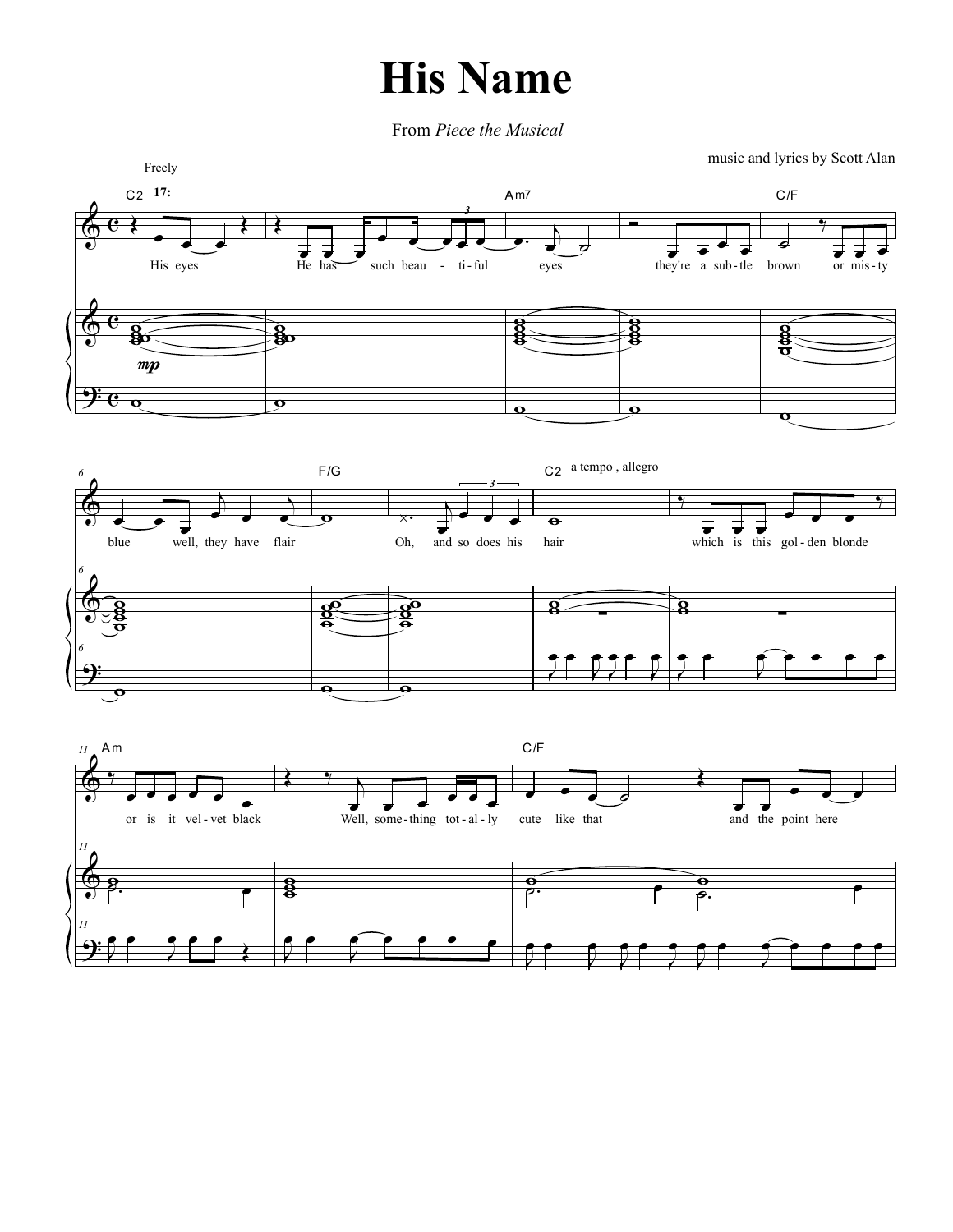# His Name

From *Piece the Musical*

music and lyrics by Scott Alan

Freely

C2 17: Am7 C/F

His eyes He has such beau - ti - ful eyes they're a sub - tle brown or mis - ty

*mp*

F/G C2 a tempo , allegro

blue well, they have flair Oh, and so does his hair which is this gol - den blonde

Am C/F

or is it vel - vet black Well, some - thing tot - al - ly cute like that and the point here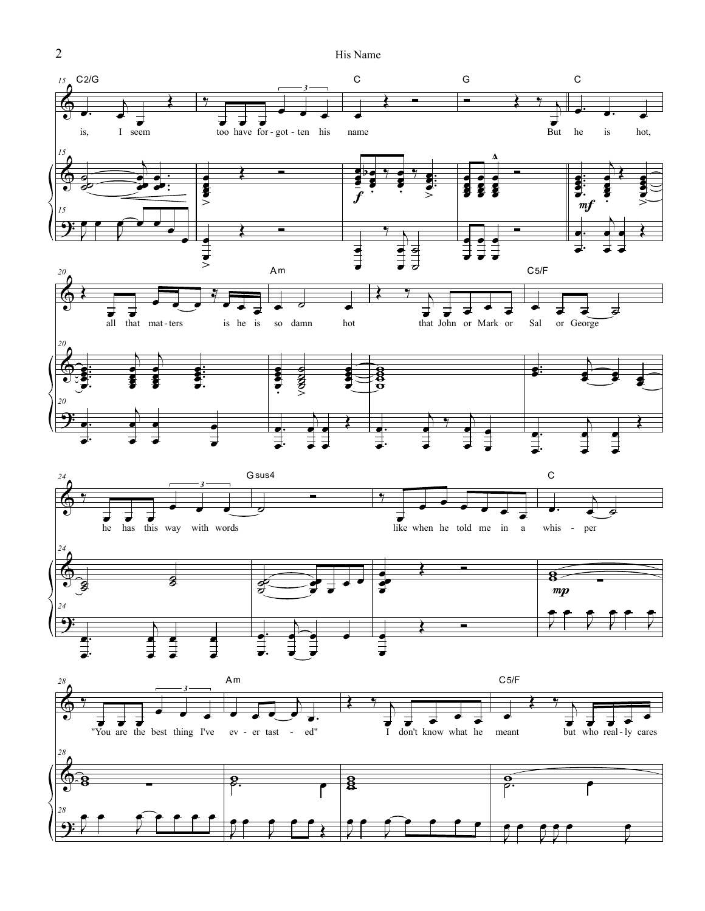C2/G C G C

is, I seem too have for - got - ten his name But he is hot,

Am C5/F

all that mat - ters is he is so damn hot that John or Mark or Sal or George

Gsus4 C

he has this way with words like when he told me in a whis - per

Am C5/F

"You are the best thing I've ev - er tast - ed" I don't know what he meant but who real - ly cares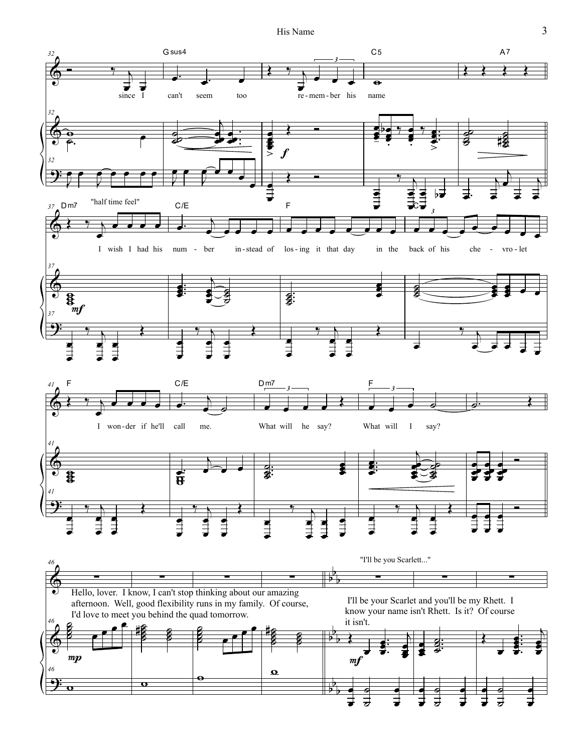since I can't seem too remember his name

"half time feel"

I wish I had his number instead of losing it that day in the back of his chevrolet

I wonder if he'll call me. What will he say? What will I say?

Hello, lover. I know, I can't stop thinking about our amazing afternoon. Well, good flexibility runs in my family. Of course, I'd love to meet you behind the quad tomorrow.

"I'll be you Scarlett..."

I'll be your Scarlet and you'll be my Rhett. I know your name isn't Rhett. Is it? Of course it isn't.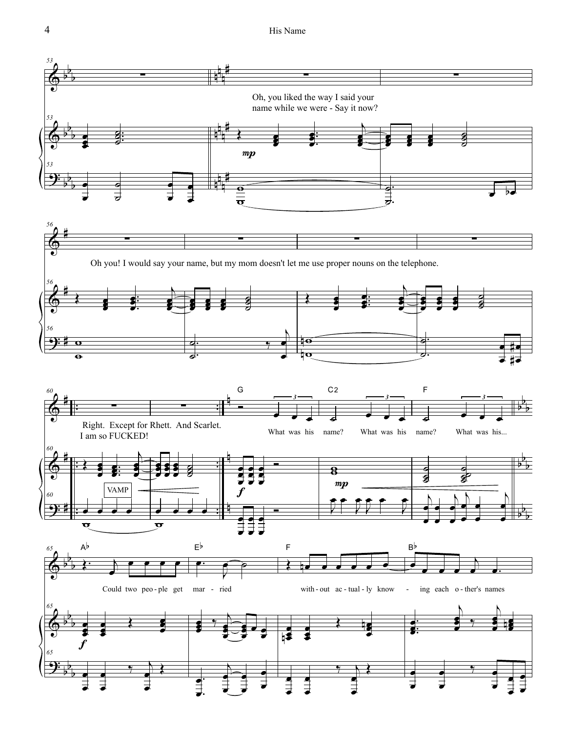Oh, you liked the way I said your name while we were - Say it now?

Oh you! I would say your name, but my mom doesn't let me use proper nouns on the telephone.

Right. Except for Rhett. And Scarlet. I am so FUCKED!

VAMP

G — What was his name? C2 — What was his name? F — What was his...

A♭ — Could two peo-ple get E♭ — mar-ried F — with-out ac-tual-ly know - B♭ — ing each o-ther's names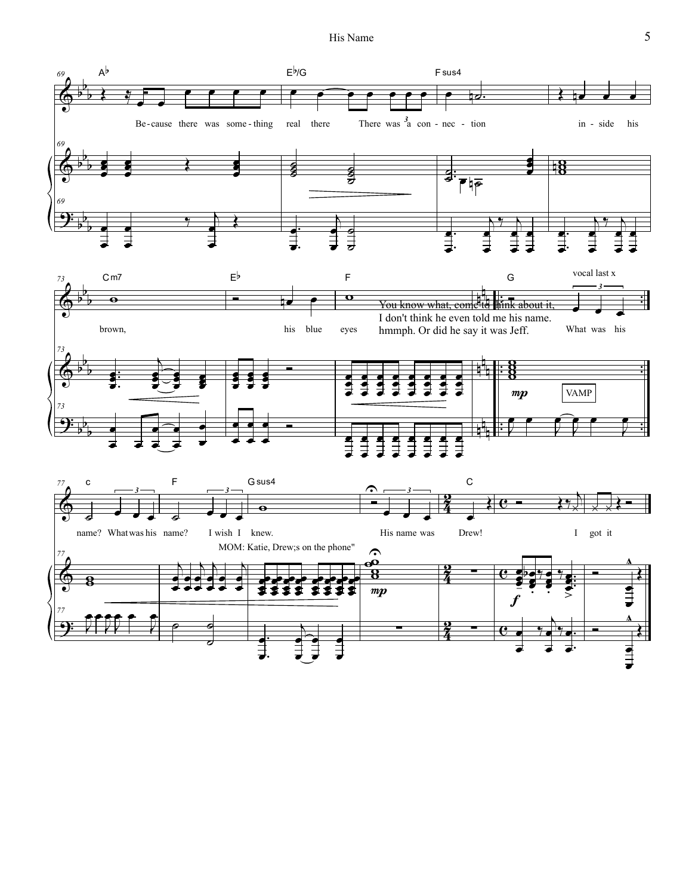69

A♭ E♭/G Fsus4

Be-cause there was some-thing real there There was a con-nec-tion in-side his

73

Cm7 E♭ F G vocal last x

brown, his blue eyes

You know what, come to think about it,
I don't think he even told me his name.
hmmph. Or did he say it was Jeff.

What was his

*mp* VAMP

77

c F Gsus4 C

name? What was his name? I wish I knew. His name was Drew! I got it

MOM: Katie, Drew;s on the phone"

*mp* *f*